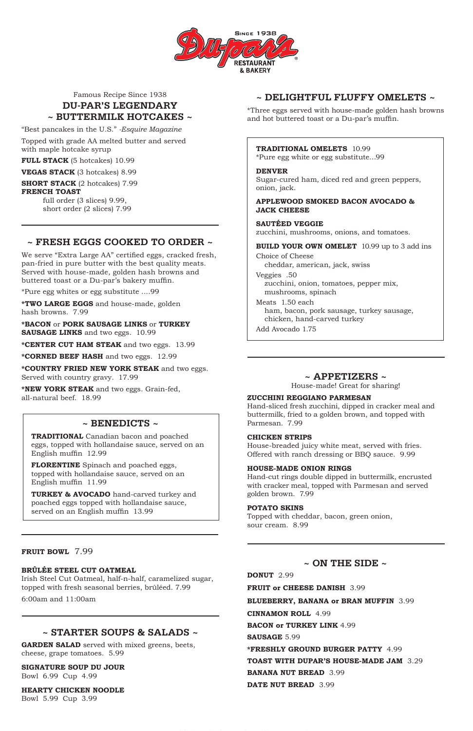Du-par's Restaurant & Bakery — Since 1938

Famous Recipe Since 1938

## DU-PAR'S LEGENDARY ~ BUTTERMILK HOTCAKES ~

"Best pancakes in the U.S." *-Esquire Magazine*

Topped with grade AA melted butter and served with maple hotcake syrup

**FULL STACK** (5 hotcakes) 10.99

**VEGAS STACK** (3 hotcakes) 8.99

**SHORT STACK** (2 hotcakes) 7.99

**FRENCH TOAST**
full order (3 slices) 9.99,
short order (2 slices) 7.99

## ~ FRESH EGGS COOKED TO ORDER ~

We serve "Extra Large AA" certified eggs, cracked fresh, pan-fried in pure butter with the best quality meats. Served with house-made, golden hash browns and buttered toast or a Du-par's bakery muffin.

*Pure egg whites or egg substitute ....99

***TWO LARGE EGGS** and house-made, golden hash browns. 7.99

***BACON** or **PORK SAUSAGE LINKS** or **TURKEY SAUSAGE LINKS** and two eggs. 10.99

***CENTER CUT HAM STEAK** and two eggs. 13.99

***CORNED BEEF HASH** and two eggs. 12.99

***COUNTRY FRIED NEW YORK STEAK** and two eggs. Served with country gravy. 17.99

***NEW YORK STEAK** and two eggs. Grain-fed, all-natural beef. 18.99

## ~ BENEDICTS ~

**TRADITIONAL** Canadian bacon and poached eggs, topped with hollandaise sauce, served on an English muffin 12.99

**FLORENTINE** Spinach and poached eggs, topped with hollandaise sauce, served on an English muffin 11.99

**TURKEY & AVOCADO** hand-carved turkey and poached eggs topped with hollandaise sauce, served on an English muffin 13.99

**FRUIT BOWL** 7.99

**BRÛLÉE STEEL CUT OATMEAL**
Irish Steel Cut Oatmeal, half-n-half, caramelized sugar, topped with fresh seasonal berries, brûléed. 7.99

6:00am and 11:00am

## ~ STARTER SOUPS & SALADS ~

**GARDEN SALAD** served with mixed greens, beets, cheese, grape tomatoes. 5.99

**SIGNATURE SOUP DU JOUR**
Bowl 6.99 Cup 4.99

**HEARTY CHICKEN NOODLE**
Bowl 5.99 Cup 3.99

## ~ DELIGHTFUL FLUFFY OMELETS ~

*Three eggs served with house-made golden hash browns and hot buttered toast or a Du-par's muffin.

**TRADITIONAL OMELETS** 10.99
*Pure egg white or egg substitute...99

**DENVER**
Sugar-cured ham, diced red and green peppers, onion, jack.

**APPLEWOOD SMOKED BACON AVOCADO & JACK CHEESE**

**SAUTÉED VEGGIE**
zucchini, mushrooms, onions, and tomatoes.

**BUILD YOUR OWN OMELET** 10.99 up to 3 add ins

Choice of Cheese
cheddar, american, jack, swiss

Veggies .50
zucchini, onion, tomatoes, pepper mix, mushrooms, spinach

Meats 1.50 each
ham, bacon, pork sausage, turkey sausage, chicken, hand-carved turkey

Add Avocado 1.75

## ~ APPETIZERS ~

House-made! Great for sharing!

**ZUCCHINI REGGIANO PARMESAN**
Hand-sliced fresh zucchini, dipped in cracker meal and buttermilk, fried to a golden brown, and topped with Parmesan. 7.99

**CHICKEN STRIPS**
House-breaded juicy white meat, served with fries. Offered with ranch dressing or BBQ sauce. 9.99

**HOUSE-MADE ONION RINGS**
Hand-cut rings double dipped in buttermilk, encrusted with cracker meal, topped with Parmesan and served golden brown. 7.99

**POTATO SKINS**
Topped with cheddar, bacon, green onion, sour cream. 8.99

## ~ ON THE SIDE ~

**DONUT** 2.99

**FRUIT or CHEESE DANISH** 3.99

**BLUEBERRY, BANANA or BRAN MUFFIN** 3.99

**CINNAMON ROLL** 4.99

**BACON or TURKEY LINK** 4.99

**SAUSAGE** 5.99

***FRESHLY GROUND BURGER PATTY** 4.99

**TOAST WITH DUPAR'S HOUSE-MADE JAM** 3.29

**BANANA NUT BREAD** 3.99

**DATE NUT BREAD** 3.99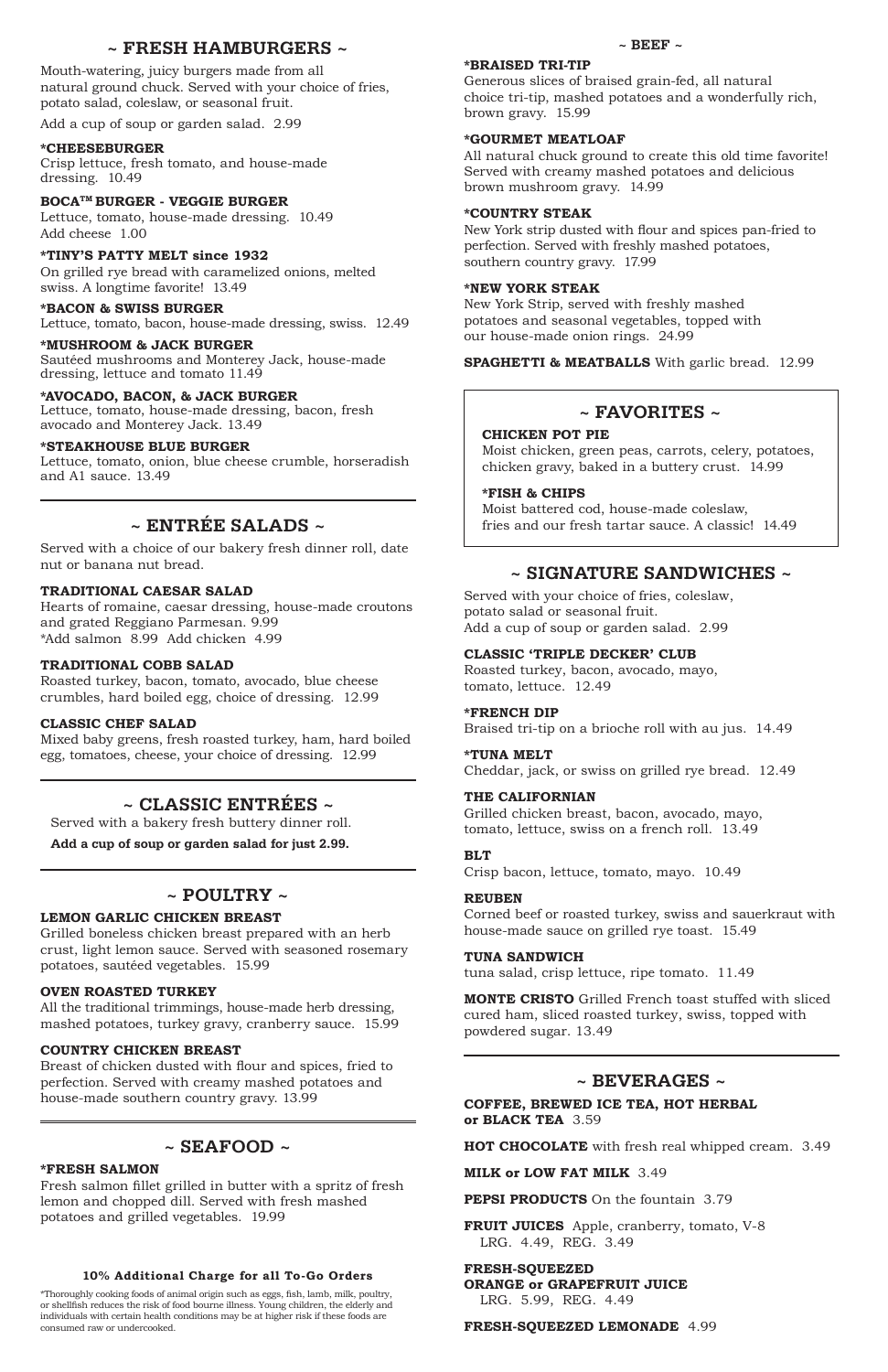## ~ FRESH HAMBURGERS ~

Mouth-watering, juicy burgers made from all natural ground chuck. Served with your choice of fries, potato salad, coleslaw, or seasonal fruit.

Add a cup of soup or garden salad. 2.99

**\*CHEESEBURGER**
Crisp lettuce, fresh tomato, and house-made dressing. 10.49

**BOCA™ BURGER - VEGGIE BURGER**
Lettuce, tomato, house-made dressing. 10.49
Add cheese 1.00

**\*TINY'S PATTY MELT since 1932**
On grilled rye bread with caramelized onions, melted swiss. A longtime favorite! 13.49

**\*BACON & SWISS BURGER**
Lettuce, tomato, bacon, house-made dressing, swiss. 12.49

**\*MUSHROOM & JACK BURGER**
Sautéed mushrooms and Monterey Jack, house-made dressing, lettuce and tomato 11.49

**\*AVOCADO, BACON, & JACK BURGER**
Lettuce, tomato, house-made dressing, bacon, fresh avocado and Monterey Jack. 13.49

**\*STEAKHOUSE BLUE BURGER**
Lettuce, tomato, onion, blue cheese crumble, horseradish and A1 sauce. 13.49

## ~ ENTRÉE SALADS ~

Served with a choice of our bakery fresh dinner roll, date nut or banana nut bread.

**TRADITIONAL CAESAR SALAD**
Hearts of romaine, caesar dressing, house-made croutons and grated Reggiano Parmesan. 9.99
\*Add salmon 8.99 Add chicken 4.99

**TRADITIONAL COBB SALAD**
Roasted turkey, bacon, tomato, avocado, blue cheese crumbles, hard boiled egg, choice of dressing. 12.99

**CLASSIC CHEF SALAD**
Mixed baby greens, fresh roasted turkey, ham, hard boiled egg, tomatoes, cheese, your choice of dressing. 12.99

## ~ CLASSIC ENTRÉES ~

Served with a bakery fresh buttery dinner roll.

**Add a cup of soup or garden salad for just 2.99.**

## ~ POULTRY ~

**LEMON GARLIC CHICKEN BREAST**
Grilled boneless chicken breast prepared with an herb crust, light lemon sauce. Served with seasoned rosemary potatoes, sautéed vegetables. 15.99

**OVEN ROASTED TURKEY**
All the traditional trimmings, house-made herb dressing, mashed potatoes, turkey gravy, cranberry sauce. 15.99

**COUNTRY CHICKEN BREAST**
Breast of chicken dusted with flour and spices, fried to perfection. Served with creamy mashed potatoes and house-made southern country gravy. 13.99

## ~ SEAFOOD ~

**\*FRESH SALMON**
Fresh salmon fillet grilled in butter with a spritz of fresh lemon and chopped dill. Served with fresh mashed potatoes and grilled vegetables. 19.99

**10% Additional Charge for all To-Go Orders**

\*Thoroughly cooking foods of animal origin such as eggs, fish, lamb, milk, poultry, or shellfish reduces the risk of food bourne illness. Young children, the elderly and individuals with certain health conditions may be at higher risk if these foods are consumed raw or undercooked.

## ~ BEEF ~

**\*BRAISED TRI-TIP**
Generous slices of braised grain-fed, all natural choice tri-tip, mashed potatoes and a wonderfully rich, brown gravy. 15.99

**\*GOURMET MEATLOAF**
All natural chuck ground to create this old time favorite! Served with creamy mashed potatoes and delicious brown mushroom gravy. 14.99

**\*COUNTRY STEAK**
New York strip dusted with flour and spices pan-fried to perfection. Served with freshly mashed potatoes, southern country gravy. 17.99

**\*NEW YORK STEAK**
New York Strip, served with freshly mashed potatoes and seasonal vegetables, topped with our house-made onion rings. 24.99

**SPAGHETTI & MEATBALLS** With garlic bread. 12.99

## ~ FAVORITES ~

**CHICKEN POT PIE**
Moist chicken, green peas, carrots, celery, potatoes, chicken gravy, baked in a buttery crust. 14.99

**\*FISH & CHIPS**
Moist battered cod, house-made coleslaw, fries and our fresh tartar sauce. A classic! 14.49

## ~ SIGNATURE SANDWICHES ~

Served with your choice of fries, coleslaw, potato salad or seasonal fruit.
Add a cup of soup or garden salad. 2.99

**CLASSIC 'TRIPLE DECKER' CLUB**
Roasted turkey, bacon, avocado, mayo, tomato, lettuce. 12.49

**\*FRENCH DIP**
Braised tri-tip on a brioche roll with au jus. 14.49

**\*TUNA MELT**
Cheddar, jack, or swiss on grilled rye bread. 12.49

**THE CALIFORNIAN**
Grilled chicken breast, bacon, avocado, mayo, tomato, lettuce, swiss on a french roll. 13.49

**BLT**
Crisp bacon, lettuce, tomato, mayo. 10.49

**REUBEN**
Corned beef or roasted turkey, swiss and sauerkraut with house-made sauce on grilled rye toast. 15.49

**TUNA SANDWICH**
tuna salad, crisp lettuce, ripe tomato. 11.49

**MONTE CRISTO** Grilled French toast stuffed with sliced cured ham, sliced roasted turkey, swiss, topped with powdered sugar. 13.49

## ~ BEVERAGES ~

**COFFEE, BREWED ICE TEA, HOT HERBAL or BLACK TEA** 3.59

**HOT CHOCOLATE** with fresh real whipped cream. 3.49

**MILK or LOW FAT MILK** 3.49

**PEPSI PRODUCTS** On the fountain 3.79

**FRUIT JUICES** Apple, cranberry, tomato, V-8
LRG. 4.49, REG. 3.49

**FRESH-SQUEEZED ORANGE or GRAPEFRUIT JUICE**
LRG. 5.99, REG. 4.49

**FRESH-SQUEEZED LEMONADE** 4.99